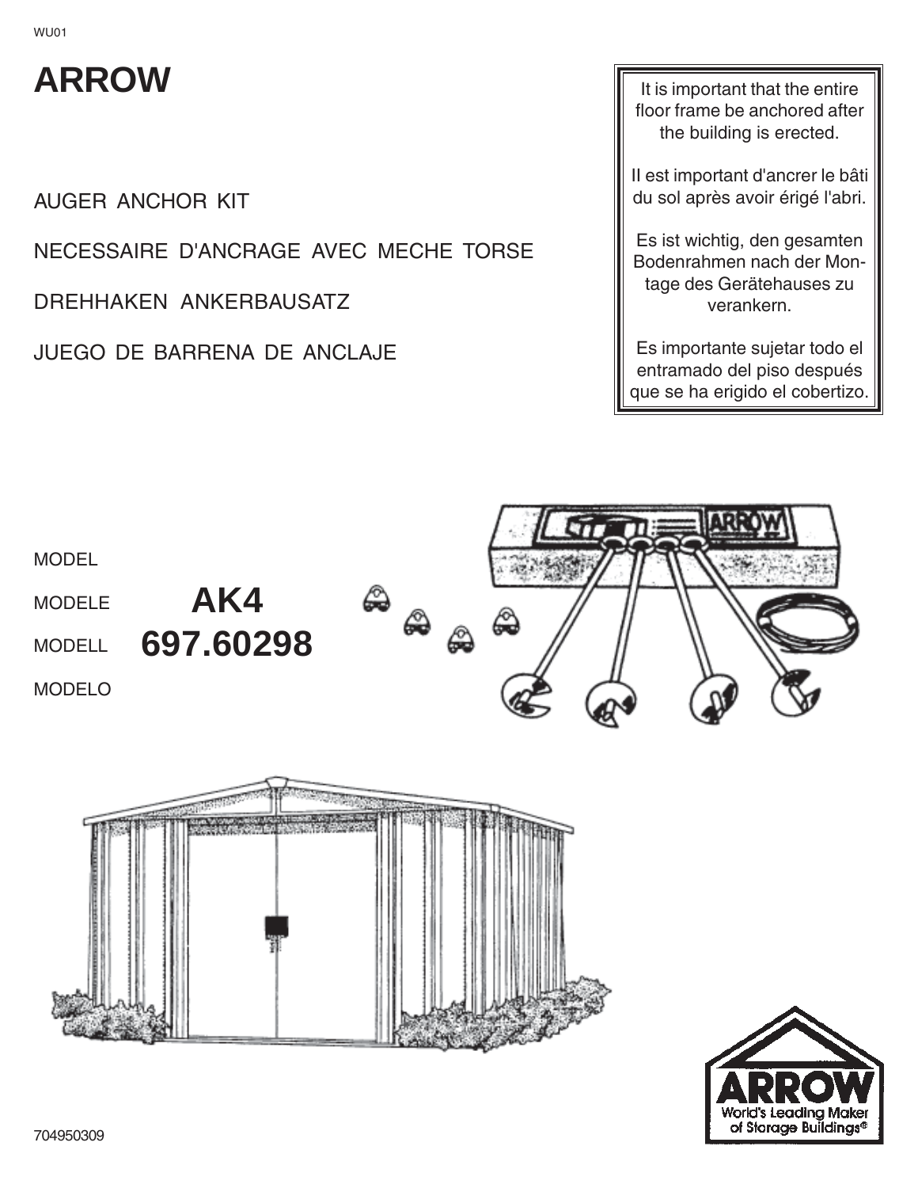WU01

# ARROW

AUGER ANCHOR KIT

NECESSAIRE D'ANCRAGE AVEC MECHE TORSE

DREHHAKEN ANKERBAUSATZ

JUEGO DE BARRENA DE ANCLAJE

It is important that the entire floor frame be anchored after the building is erected.

Il est important d'ancrer le bâti du sol après avoir érigé l'abri.

Es ist wichtig, den gesamten Bodenrahmen nach der Montage des Gerätehauses zu verankern.

Es importante sujetar todo el entramado del piso después que se ha erigido el cobertizo.

MODEL

MODELE

MODELL

MODELO

**AK4**

**697.60298**

ARROW
World's Leading Maker of Storage Buildings®

704950309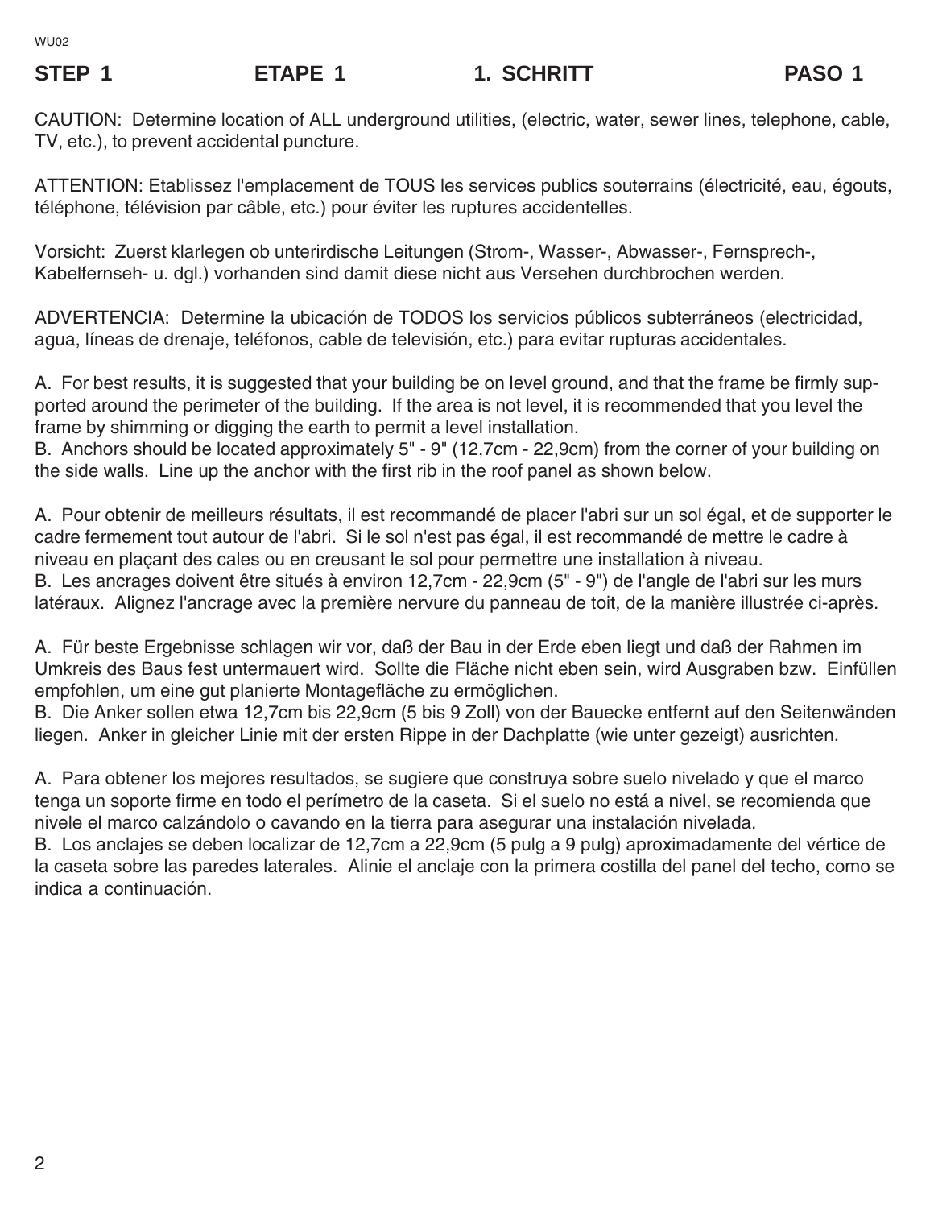WU02

## STEP 1 ETAPE 1 1. SCHRITT PASO 1

CAUTION: Determine location of ALL underground utilities, (electric, water, sewer lines, telephone, cable, TV, etc.), to prevent accidental puncture.

ATTENTION: Etablissez l'emplacement de TOUS les services publics souterrains (électricité, eau, égouts, téléphone, télévision par câble, etc.) pour éviter les ruptures accidentelles.

Vorsicht: Zuerst klarlegen ob unterirdische Leitungen (Strom-, Wasser-, Abwasser-, Fernsprech-, Kabelfernseh- u. dgl.) vorhanden sind damit diese nicht aus Versehen durchbrochen werden.

ADVERTENCIA: Determine la ubicación de TODOS los servicios públicos subterráneos (electricidad, agua, líneas de drenaje, teléfonos, cable de televisión, etc.) para evitar rupturas accidentales.

A. For best results, it is suggested that your building be on level ground, and that the frame be firmly supported around the perimeter of the building. If the area is not level, it is recommended that you level the frame by shimming or digging the earth to permit a level installation.
B. Anchors should be located approximately 5" - 9" (12,7cm - 22,9cm) from the corner of your building on the side walls. Line up the anchor with the first rib in the roof panel as shown below.

A. Pour obtenir de meilleurs résultats, il est recommandé de placer l'abri sur un sol égal, et de supporter le cadre fermement tout autour de l'abri. Si le sol n'est pas égal, il est recommandé de mettre le cadre à niveau en plaçant des cales ou en creusant le sol pour permettre une installation à niveau.
B. Les ancrages doivent être situés à environ 12,7cm - 22,9cm (5" - 9") de l'angle de l'abri sur les murs latéraux. Alignez l'ancrage avec la première nervure du panneau de toit, de la manière illustrée ci-après.

A. Für beste Ergebnisse schlagen wir vor, daß der Bau in der Erde eben liegt und daß der Rahmen im Umkreis des Baus fest untermauert wird. Sollte die Fläche nicht eben sein, wird Ausgraben bzw. Einfüllen empfohlen, um eine gut planierte Montagefläche zu ermöglichen.
B. Die Anker sollen etwa 12,7cm bis 22,9cm (5 bis 9 Zoll) von der Bauecke entfernt auf den Seitenwänden liegen. Anker in gleicher Linie mit der ersten Rippe in der Dachplatte (wie unter gezeigt) ausrichten.

A. Para obtener los mejores resultados, se sugiere que construya sobre suelo nivelado y que el marco tenga un soporte firme en todo el perímetro de la caseta. Si el suelo no está a nivel, se recomienda que nivele el marco calzándolo o cavando en la tierra para asegurar una instalación nivelada.
B. Los anclajes se deben localizar de 12,7cm a 22,9cm (5 pulg a 9 pulg) aproximadamente del vértice de la caseta sobre las paredes laterales. Alinie el anclaje con la primera costilla del panel del techo, como se indica a continuación.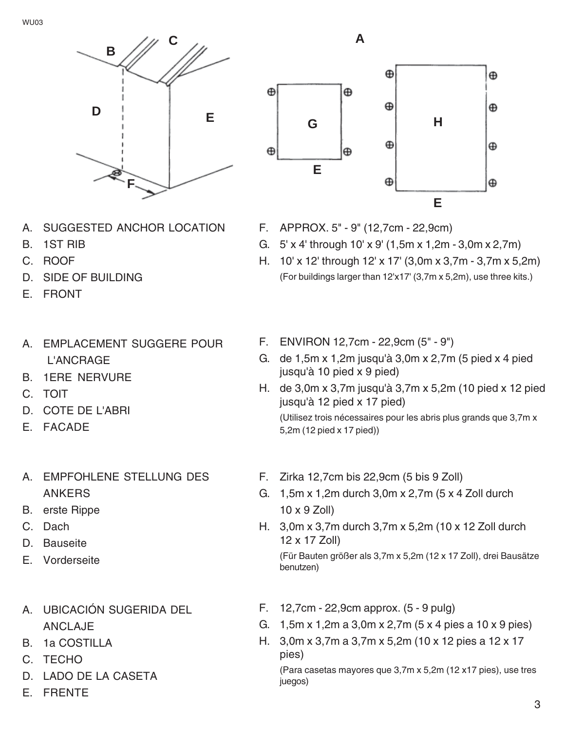A. SUGGESTED ANCHOR LOCATION
B. 1ST RIB
C. ROOF
D. SIDE OF BUILDING
E. FRONT

F. APPROX. 5" - 9" (12,7cm - 22,9cm)
G. 5' x 4' through 10' x 9' (1,5m x 1,2m - 3,0m x 2,7m)
H. 10' x 12' through 12' x 17' (3,0m x 3,7m - 3,7m x 5,2m)
(For buildings larger than 12'x17' (3,7m x 5,2m), use three kits.)

A. EMPLACEMENT SUGGERE POUR L'ANCRAGE
B. 1ERE NERVURE
C. TOIT
D. COTE DE L'ABRI
E. FACADE

F. ENVIRON 12,7cm - 22,9cm (5" - 9")
G. de 1,5m x 1,2m jusqu'à 3,0m x 2,7m (5 pied x 4 pied jusqu'à 10 pied x 9 pied)
H. de 3,0m x 3,7m jusqu'à 3,7m x 5,2m (10 pied x 12 pied jusqu'à 12 pied x 17 pied)
(Utilisez trois nécessaires pour les abris plus grands que 3,7m x 5,2m (12 pied x 17 pied))

A. EMPFOHLENE STELLUNG DES ANKERS
B. erste Rippe
C. Dach
D. Bauseite
E. Vorderseite

F. Zirka 12,7cm bis 22,9cm (5 bis 9 Zoll)
G. 1,5m x 1,2m durch 3,0m x 2,7m (5 x 4 Zoll durch 10 x 9 Zoll)
H. 3,0m x 3,7m durch 3,7m x 5,2m (10 x 12 Zoll durch 12 x 17 Zoll)
(Für Bauten größer als 3,7m x 5,2m (12 x 17 Zoll), drei Bausätze benutzen)

A. UBICACIÓN SUGERIDA DEL ANCLAJE
B. 1a COSTILLA
C. TECHO
D. LADO DE LA CASETA
E. FRENTE

F. 12,7cm - 22,9cm approx. (5 - 9 pulg)
G. 1,5m x 1,2m a 3,0m x 2,7m (5 x 4 pies a 10 x 9 pies)
H. 3,0m x 3,7m a 3,7m x 5,2m (10 x 12 pies a 12 x 17 pies)
(Para casetas mayores que 3,7m x 5,2m (12 x17 pies), use tres juegos)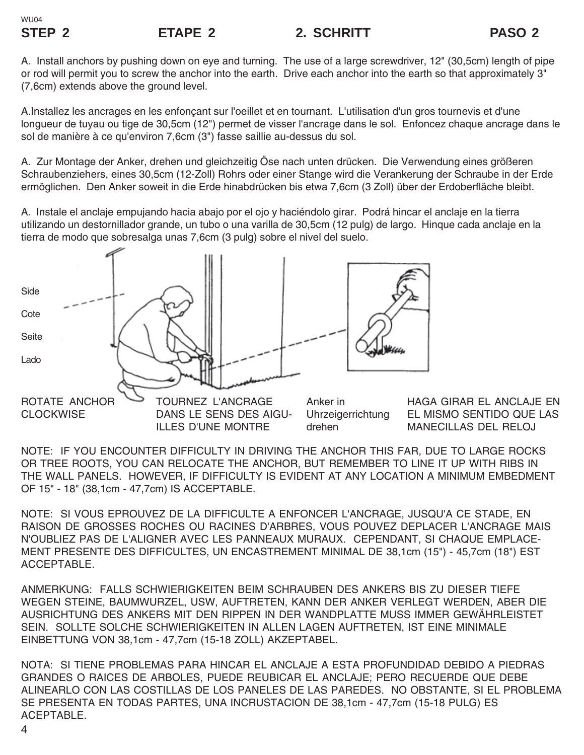WU04

## STEP 2 ETAPE 2 2. SCHRITT PASO 2

A. Install anchors by pushing down on eye and turning. The use of a large screwdriver, 12" (30,5cm) length of pipe or rod will permit you to screw the anchor into the earth. Drive each anchor into the earth so that approximately 3" (7,6cm) extends above the ground level.

A.Installez les ancrages en les enfonçant sur l'oeillet et en tournant. L'utilisation d'un gros tournevis et d'une longueur de tuyau ou tige de 30,5cm (12") permet de visser l'ancrage dans le sol. Enfoncez chaque ancrage dans le sol de manière à ce qu'environ 7,6cm (3") fasse saillie au-dessus du sol.

A. Zur Montage der Anker, drehen und gleichzeitig Öse nach unten drücken. Die Verwendung eines größeren Schraubenziehers, eines 30,5cm (12-Zoll) Rohrs oder einer Stange wird die Verankerung der Schraube in der Erde ermöglichen. Den Anker soweit in die Erde hinabdrücken bis etwa 7,6cm (3 Zoll) über der Erdoberfläche bleibt.

A. Instale el anclaje empujando hacia abajo por el ojo y haciéndolo girar. Podrá hincar el anclaje en la tierra utilizando un destornillador grande, un tubo o una varilla de 30,5cm (12 pulg) de largo. Hinque cada anclaje en la tierra de modo que sobresalga unas 7,6cm (3 pulg) sobre el nivel del suelo.

Side

Cote

Seite

Lado

ROTATE ANCHOR CLOCKWISE

TOURNEZ L'ANCRAGE DANS LE SENS DES AIGUILLES D'UNE MONTRE

Anker in Uhrzeigerrichtung drehen

HAGA GIRAR EL ANCLAJE EN EL MISMO SENTIDO QUE LAS MANECILLAS DEL RELOJ

NOTE: IF YOU ENCOUNTER DIFFICULTY IN DRIVING THE ANCHOR THIS FAR, DUE TO LARGE ROCKS OR TREE ROOTS, YOU CAN RELOCATE THE ANCHOR, BUT REMEMBER TO LINE IT UP WITH RIBS IN THE WALL PANELS. HOWEVER, IF DIFFICULTY IS EVIDENT AT ANY LOCATION A MINIMUM EMBEDMENT OF 15" - 18" (38,1cm - 47,7cm) IS ACCEPTABLE.

NOTE: SI VOUS EPROUVEZ DE LA DIFFICULTE A ENFONCER L'ANCRAGE, JUSQU'A CE STADE, EN RAISON DE GROSSES ROCHES OU RACINES D'ARBRES, VOUS POUVEZ DEPLACER L'ANCRAGE MAIS N'OUBLIEZ PAS DE L'ALIGNER AVEC LES PANNEAUX MURAUX. CEPENDANT, SI CHAQUE EMPLACEMENT PRESENTE DES DIFFICULTES, UN ENCASTREMENT MINIMAL DE 38,1cm (15") - 45,7cm (18") EST ACCEPTABLE.

ANMERKUNG: FALLS SCHWIERIGKEITEN BEIM SCHRAUBEN DES ANKERS BIS ZU DIESER TIEFE WEGEN STEINE, BAUMWURZEL, USW, AUFTRETEN, KANN DER ANKER VERLEGT WERDEN, ABER DIE AUSRICHTUNG DES ANKERS MIT DEN RIPPEN IN DER WANDPLATTE MUSS IMMER GEWÄHRLEISTET SEIN. SOLLTE SOLCHE SCHWIERIGKEITEN IN ALLEN LAGEN AUFTRETEN, IST EINE MINIMALE EINBETTUNG VON 38,1cm - 47,7cm (15-18 ZOLL) AKZEPTABEL.

NOTA: SI TIENE PROBLEMAS PARA HINCAR EL ANCLAJE A ESTA PROFUNDIDAD DEBIDO A PIEDRAS GRANDES O RAICES DE ARBOLES, PUEDE REUBICAR EL ANCLAJE; PERO RECUERDE QUE DEBE ALINEARLO CON LAS COSTILLAS DE LOS PANELES DE LAS PAREDES. NO OBSTANTE, SI EL PROBLEMA SE PRESENTA EN TODAS PARTES, UNA INCRUSTACION DE 38,1cm - 47,7cm (15-18 PULG) ES ACEPTABLE.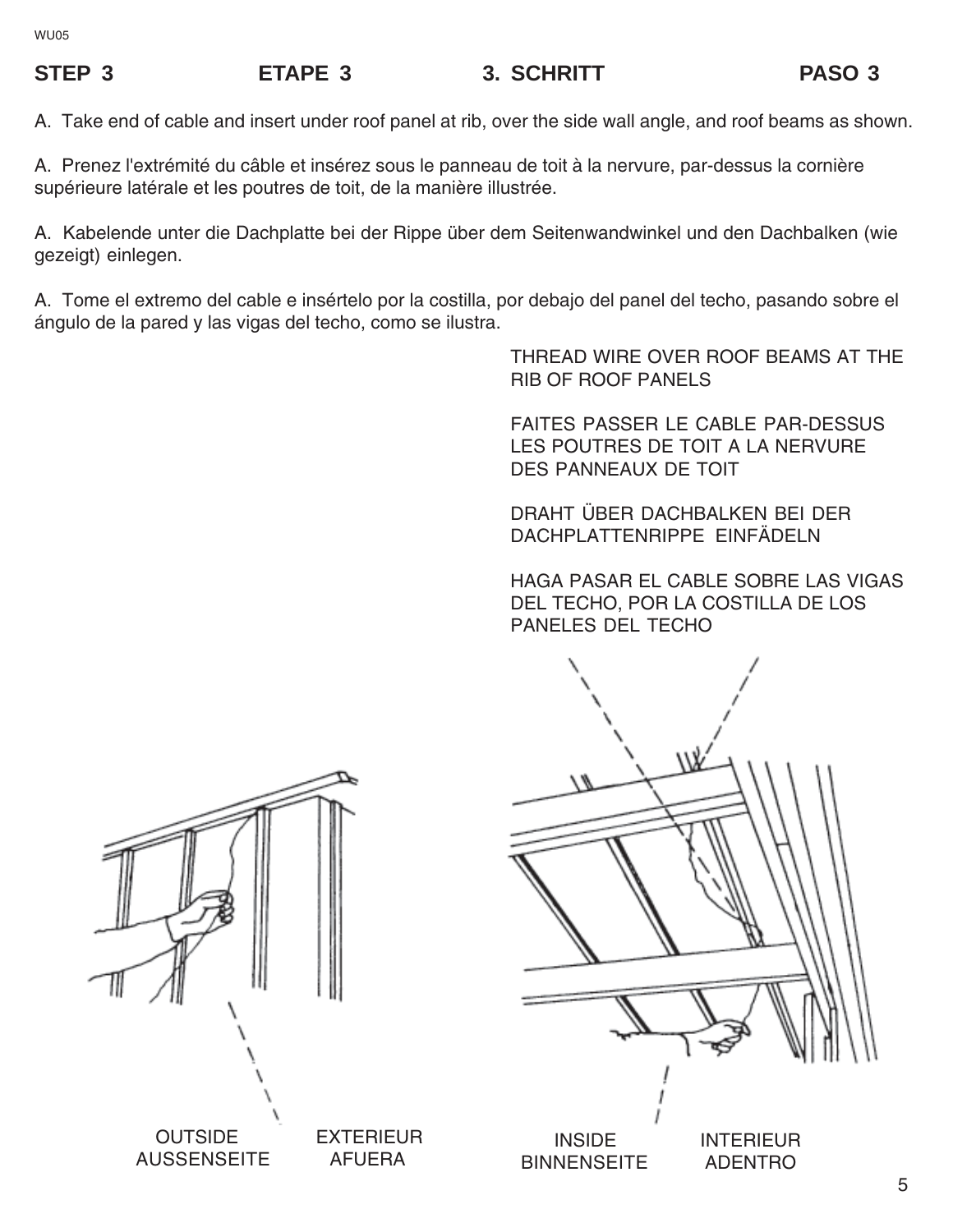## STEP 3 ETAPE 3 3. SCHRITT PASO 3

A. Take end of cable and insert under roof panel at rib, over the side wall angle, and roof beams as shown.

A. Prenez l'extrémité du câble et insérez sous le panneau de toit à la nervure, par-dessus la cornière supérieure latérale et les poutres de toit, de la manière illustrée.

A. Kabelende unter die Dachplatte bei der Rippe über dem Seitenwandwinkel und den Dachbalken (wie gezeigt) einlegen.

A. Tome el extremo del cable e insértelo por la costilla, por debajo del panel del techo, pasando sobre el ángulo de la pared y las vigas del techo, como se ilustra.

THREAD WIRE OVER ROOF BEAMS AT THE RIB OF ROOF PANELS

FAITES PASSER LE CABLE PAR-DESSUS LES POUTRES DE TOIT A LA NERVURE DES PANNEAUX DE TOIT

DRAHT ÜBER DACHBALKEN BEI DER DACHPLATTENRIPPE EINFÄDELN

HAGA PASAR EL CABLE SOBRE LAS VIGAS DEL TECHO, POR LA COSTILLA DE LOS PANELES DEL TECHO

OUTSIDE EXTERIEUR
AUSSENSEITE AFUERA

INSIDE INTERIEUR
BINNENSEITE ADENTRO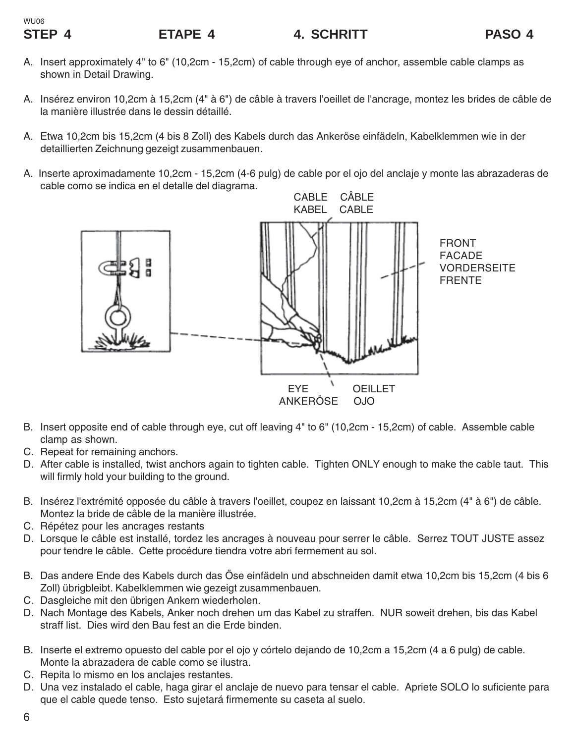WU06

## STEP 4 ETAPE 4 4. SCHRITT PASO 4

A. Insert approximately 4" to 6" (10,2cm - 15,2cm) of cable through eye of anchor, assemble cable clamps as shown in Detail Drawing.

A. Insérez environ 10,2cm à 15,2cm (4" à 6") de câble à travers l'oeillet de l'ancrage, montez les brides de câble de la manière illustrée dans le dessin détaillé.

A. Etwa 10,2cm bis 15,2cm (4 bis 8 Zoll) des Kabels durch das Ankeröse einfädeln, Kabelklemmen wie in der detaillierten Zeichnung gezeigt zusammenbauen.

A. Inserte aproximadamente 10,2cm - 15,2cm (4-6 pulg) de cable por el ojo del anclaje y monte las abrazaderas de cable como se indica en el detalle del diagrama.

CABLE CÂBLE
KABEL CABLE

FRONT
FACADE
VORDERSEITE
FRENTE

EYE OEILLET
ANKERÖSE OJO

B. Insert opposite end of cable through eye, cut off leaving 4" to 6" (10,2cm - 15,2cm) of cable. Assemble cable clamp as shown.
C. Repeat for remaining anchors.
D. After cable is installed, twist anchors again to tighten cable. Tighten ONLY enough to make the cable taut. This will firmly hold your building to the ground.

B. Insérez l'extrémité opposée du câble à travers l'oeillet, coupez en laissant 10,2cm à 15,2cm (4" à 6") de câble. Montez la bride de câble de la manière illustrée.
C. Répétez pour les ancrages restants
D. Lorsque le câble est installé, tordez les ancrages à nouveau pour serrer le câble. Serrez TOUT JUSTE assez pour tendre le câble. Cette procédure tiendra votre abri fermement au sol.

B. Das andere Ende des Kabels durch das Öse einfädeln und abschneiden damit etwa 10,2cm bis 15,2cm (4 bis 6 Zoll) übrigbleibt. Kabelklemmen wie gezeigt zusammenbauen.
C. Dasgleiche mit den übrigen Ankern wiederholen.
D. Nach Montage des Kabels, Anker noch drehen um das Kabel zu straffen. NUR soweit drehen, bis das Kabel straff list. Dies wird den Bau fest an die Erde binden.

B. Inserte el extremo opuesto del cable por el ojo y córtelo dejando de 10,2cm a 15,2cm (4 a 6 pulg) de cable. Monte la abrazadera de cable como se ilustra.
C. Repita lo mismo en los anclajes restantes.
D. Una vez instalado el cable, haga girar el anclaje de nuevo para tensar el cable. Apriete SOLO lo suficiente para que el cable quede tenso. Esto sujetará firmemente su caseta al suelo.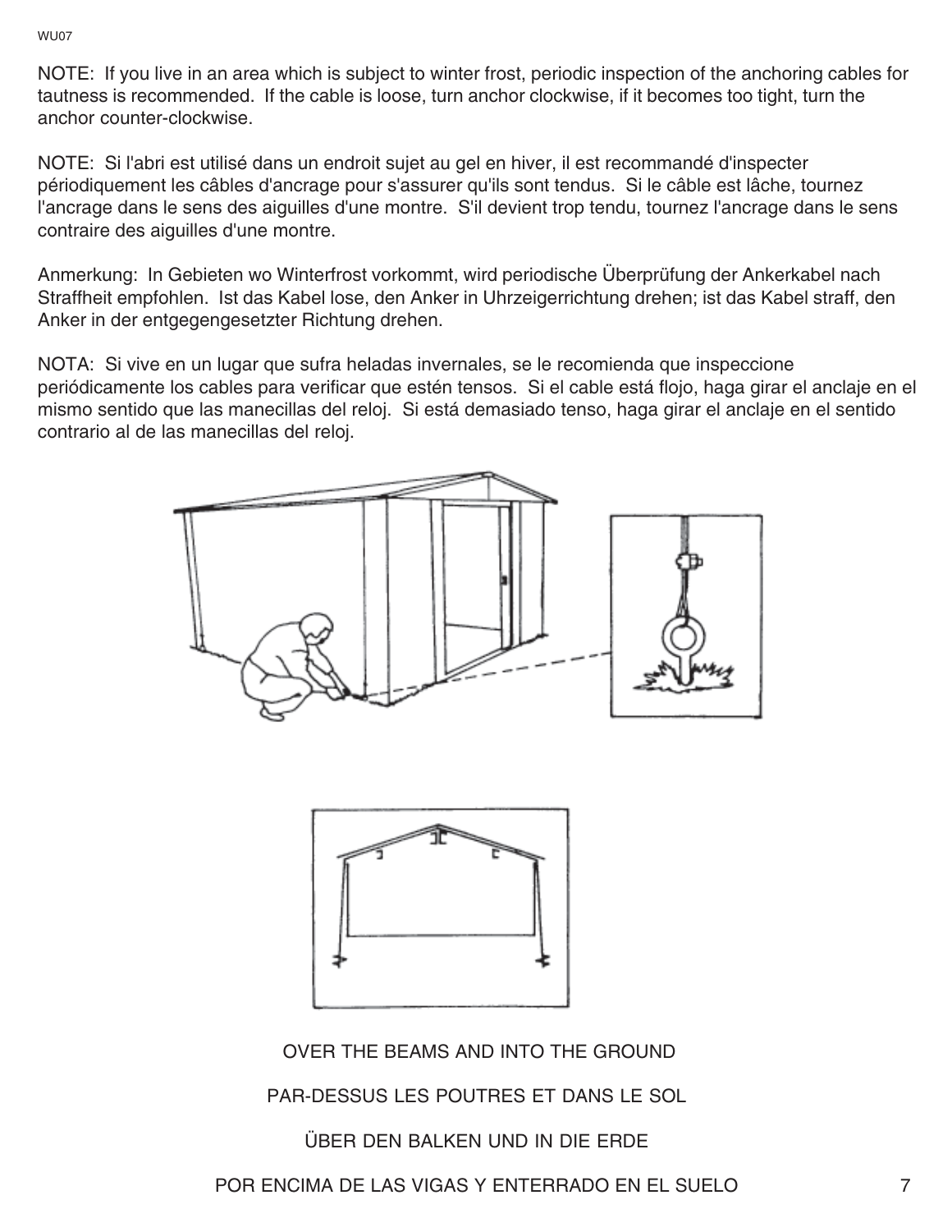NOTE: If you live in an area which is subject to winter frost, periodic inspection of the anchoring cables for tautness is recommended. If the cable is loose, turn anchor clockwise, if it becomes too tight, turn the anchor counter-clockwise.

NOTE: Si l'abri est utilisé dans un endroit sujet au gel en hiver, il est recommandé d'inspecter périodiquement les câbles d'ancrage pour s'assurer qu'ils sont tendus. Si le câble est lâche, tournez l'ancrage dans le sens des aiguilles d'une montre. S'il devient trop tendu, tournez l'ancrage dans le sens contraire des aiguilles d'une montre.

Anmerkung: In Gebieten wo Winterfrost vorkommt, wird periodische Überprüfung der Ankerkabel nach Straffheit empfohlen. Ist das Kabel lose, den Anker in Uhrzeigerrichtung drehen; ist das Kabel straff, den Anker in der entgegengesetzter Richtung drehen.

NOTA: Si vive en un lugar que sufra heladas invernales, se le recomienda que inspeccione periódicamente los cables para verificar que estén tensos. Si el cable está flojo, haga girar el anclaje en el mismo sentido que las manecillas del reloj. Si está demasiado tenso, haga girar el anclaje en el sentido contrario al de las manecillas del reloj.

OVER THE BEAMS AND INTO THE GROUND

PAR-DESSUS LES POUTRES ET DANS LE SOL

ÜBER DEN BALKEN UND IN DIE ERDE

POR ENCIMA DE LAS VIGAS Y ENTERRADO EN EL SUELO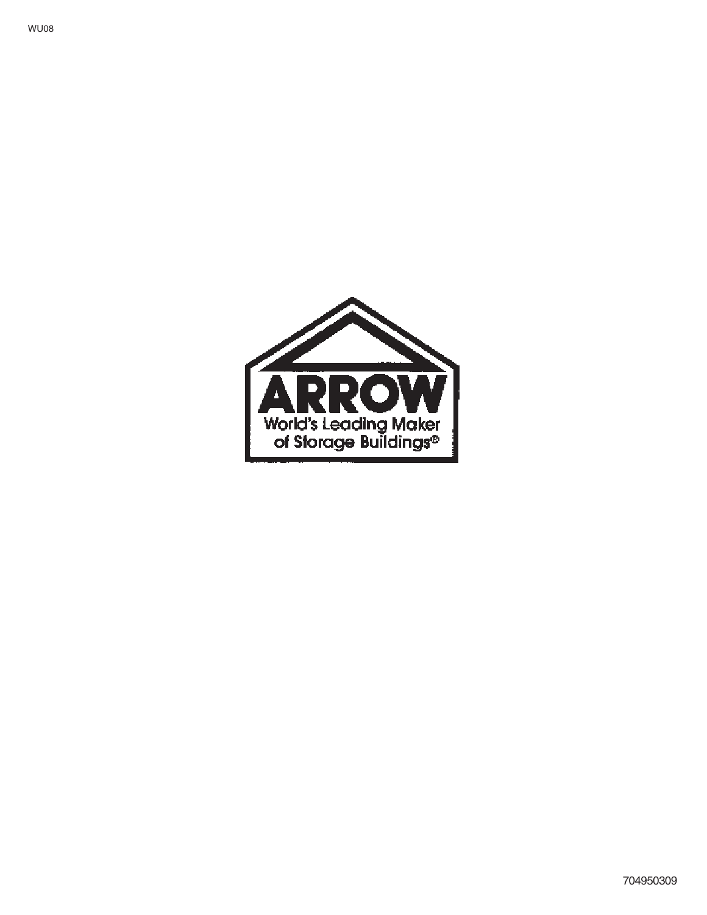WU08

ARROW

World's Leading Maker of Storage Buildings®

704950309